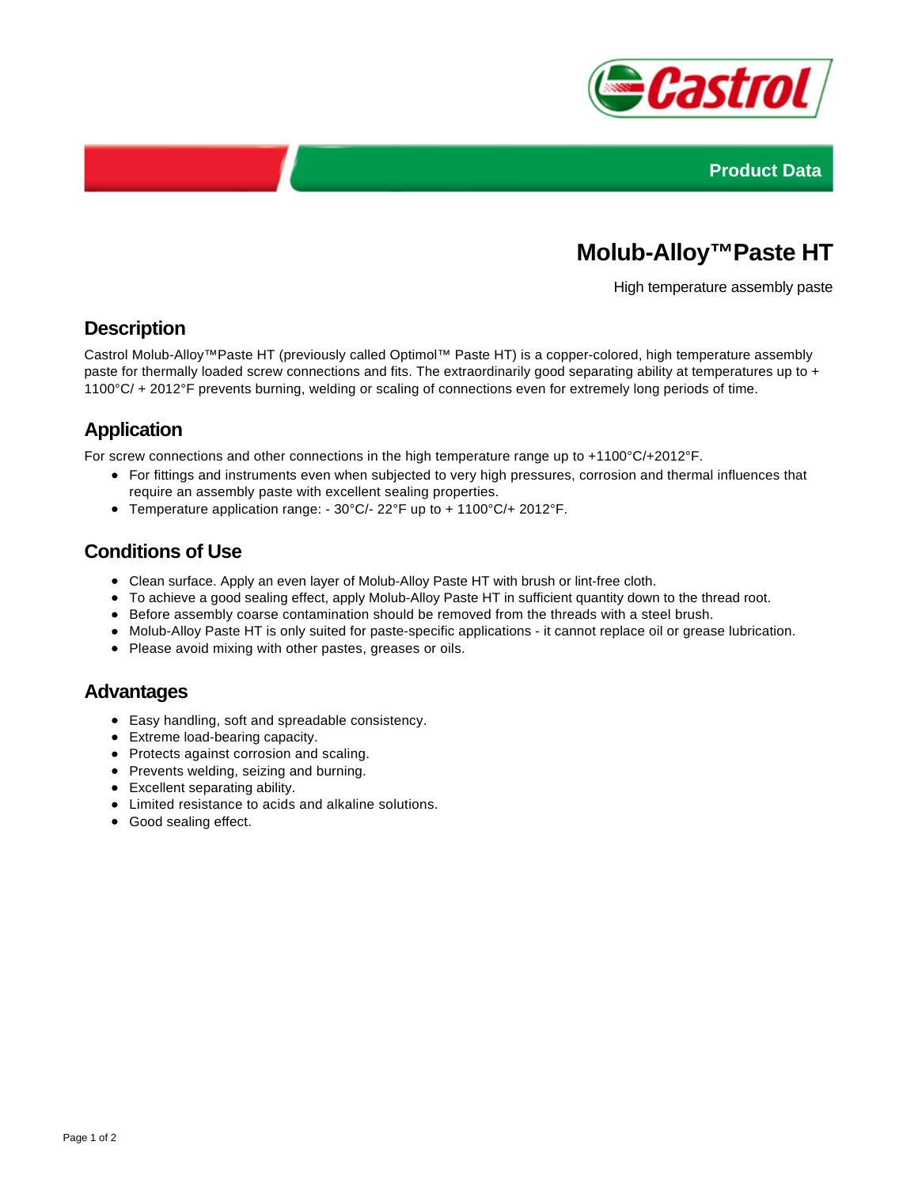Product Data

# Molub-Alloy™Paste HT

High temperature assembly paste

## Description

Castrol Molub-Alloy™Paste HT (previously called Optimol™ Paste HT) is a copper-colored, high temperature assembly paste for thermally loaded screw connections and fits. The extraordinarily good separating ability at temperatures up to + 1100°C/ + 2012°F prevents burning, welding or scaling of connections even for extremely long periods of time.

## Application

For screw connections and other connections in the high temperature range up to +1100°C/+2012°F.

- For fittings and instruments even when subjected to very high pressures, corrosion and thermal influences that require an assembly paste with excellent sealing properties.
- Temperature application range: - 30°C/- 22°F up to + 1100°C/+ 2012°F.

## Conditions of Use

- Clean surface. Apply an even layer of Molub-Alloy Paste HT with brush or lint-free cloth.
- To achieve a good sealing effect, apply Molub-Alloy Paste HT in sufficient quantity down to the thread root.
- Before assembly coarse contamination should be removed from the threads with a steel brush.
- Molub-Alloy Paste HT is only suited for paste-specific applications - it cannot replace oil or grease lubrication.
- Please avoid mixing with other pastes, greases or oils.

## Advantages

- Easy handling, soft and spreadable consistency.
- Extreme load-bearing capacity.
- Protects against corrosion and scaling.
- Prevents welding, seizing and burning.
- Excellent separating ability.
- Limited resistance to acids and alkaline solutions.
- Good sealing effect.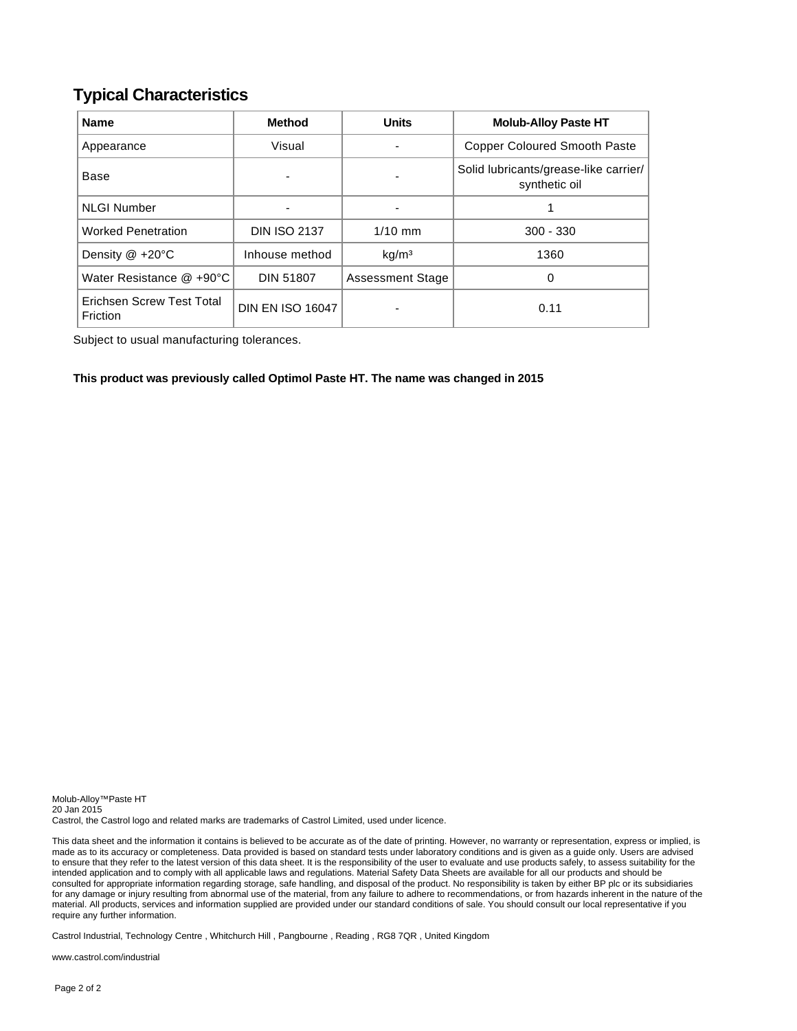## Typical Characteristics

| Name | Method | Units | Molub-Alloy Paste HT |
|---|---|---|---|
| Appearance | Visual | - | Copper Coloured Smooth Paste |
| Base | - | - | Solid lubricants/grease-like carrier/ synthetic oil |
| NLGI Number | - | - | 1 |
| Worked Penetration | DIN ISO 2137 | 1/10 mm | 300 - 330 |
| Density @ +20°C | Inhouse method | $kg/m^3$ | 1360 |
| Water Resistance @ +90°C | DIN 51807 | Assessment Stage | 0 |
| Erichsen Screw Test Total Friction | DIN EN ISO 16047 | - | 0.11 |

Subject to usual manufacturing tolerances.

**This product was previously called Optimol Paste HT. The name was changed in 2015**

Molub-Alloy™Paste HT
20 Jan 2015
Castrol, the Castrol logo and related marks are trademarks of Castrol Limited, used under licence.

This data sheet and the information it contains is believed to be accurate as of the date of printing. However, no warranty or representation, express or implied, is made as to its accuracy or completeness. Data provided is based on standard tests under laboratory conditions and is given as a guide only. Users are advised to ensure that they refer to the latest version of this data sheet. It is the responsibility of the user to evaluate and use products safely, to assess suitability for the intended application and to comply with all applicable laws and regulations. Material Safety Data Sheets are available for all our products and should be consulted for appropriate information regarding storage, safe handling, and disposal of the product. No responsibility is taken by either BP plc or its subsidiaries for any damage or injury resulting from abnormal use of the material, from any failure to adhere to recommendations, or from hazards inherent in the nature of the material. All products, services and information supplied are provided under our standard conditions of sale. You should consult our local representative if you require any further information.

Castrol Industrial, Technology Centre , Whitchurch Hill , Pangbourne , Reading , RG8 7QR , United Kingdom

www.castrol.com/industrial